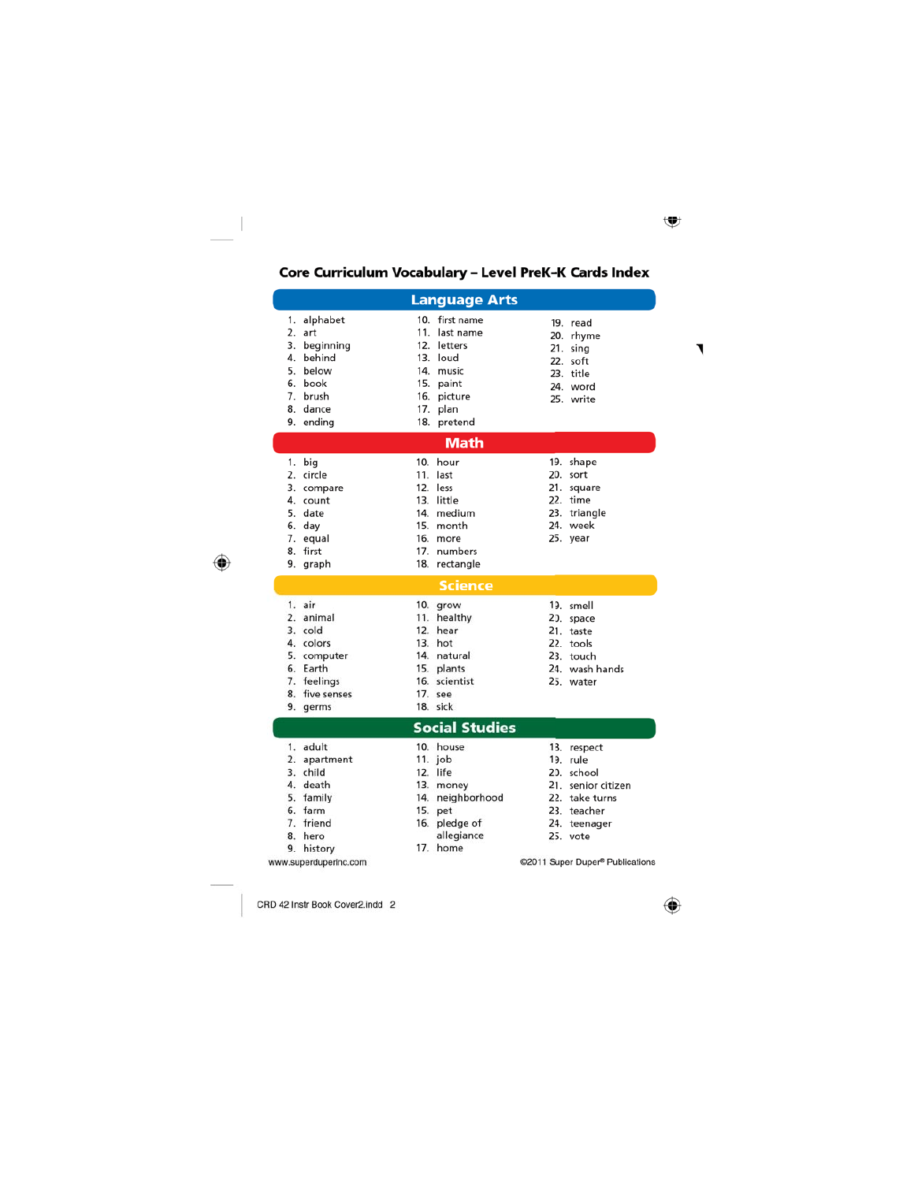# Core Curriculum Vocabulary – Level PreK–K Cards Index

## Language Arts

1. alphabet
2. art
3. beginning
4. behind
5. below
6. book
7. brush
8. dance
9. ending
10. first name
11. last name
12. letters
13. loud
14. music
15. paint
16. picture
17. plan
18. pretend
19. read
20. rhyme
21. sing
22. soft
23. title
24. word
25. write

## Math

1. big
2. circle
3. compare
4. count
5. date
6. day
7. equal
8. first
9. graph
10. hour
11. last
12. less
13. little
14. medium
15. month
16. more
17. numbers
18. rectangle
19. shape
20. sort
21. square
22. time
23. triangle
24. week
25. year

## Science

1. air
2. animal
3. cold
4. colors
5. computer
6. Earth
7. feelings
8. five senses
9. germs
10. grow
11. healthy
12. hear
13. hot
14. natural
15. plants
16. scientist
17. see
18. sick
19. smell
20. space
21. taste
22. tools
23. touch
24. wash hands
25. water

## Social Studies

1. adult
2. apartment
3. child
4. death
5. family
6. farm
7. friend
8. hero
9. history
10. house
11. job
12. life
13. money
14. neighborhood
15. pet
16. pledge of allegiance
17. home
18. respect
19. rule
20. school
21. senior citizen
22. take turns
23. teacher
24. teenager
25. vote

www.superduperinc.com

©2011 Super Duper® Publications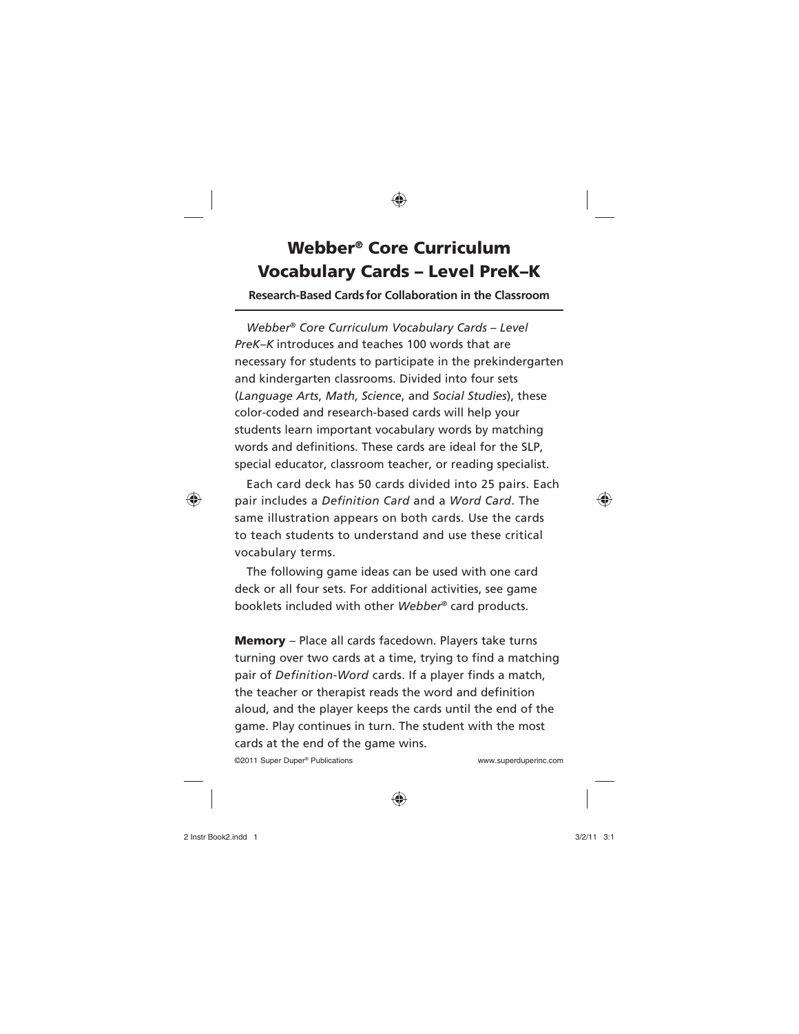# Webber® Core Curriculum Vocabulary Cards – Level PreK–K

**Research-Based Cards for Collaboration in the Classroom**

*Webber® Core Curriculum Vocabulary Cards – Level PreK–K* introduces and teaches 100 words that are necessary for students to participate in the prekindergarten and kindergarten classrooms. Divided into four sets (*Language Arts*, *Math*, *Science*, and *Social Studies*), these color-coded and research-based cards will help your students learn important vocabulary words by matching words and definitions. These cards are ideal for the SLP, special educator, classroom teacher, or reading specialist.

Each card deck has 50 cards divided into 25 pairs. Each pair includes a *Definition Card* and a *Word Card*. The same illustration appears on both cards. Use the cards to teach students to understand and use these critical vocabulary terms.

The following game ideas can be used with one card deck or all four sets. For additional activities, see game booklets included with other *Webber®* card products.

**Memory** – Place all cards facedown. Players take turns turning over two cards at a time, trying to find a matching pair of *Definition-Word* cards. If a player finds a match, the teacher or therapist reads the word and definition aloud, and the player keeps the cards until the end of the game. Play continues in turn. The student with the most cards at the end of the game wins.

©2011 Super Duper® Publications www.superduperinc.com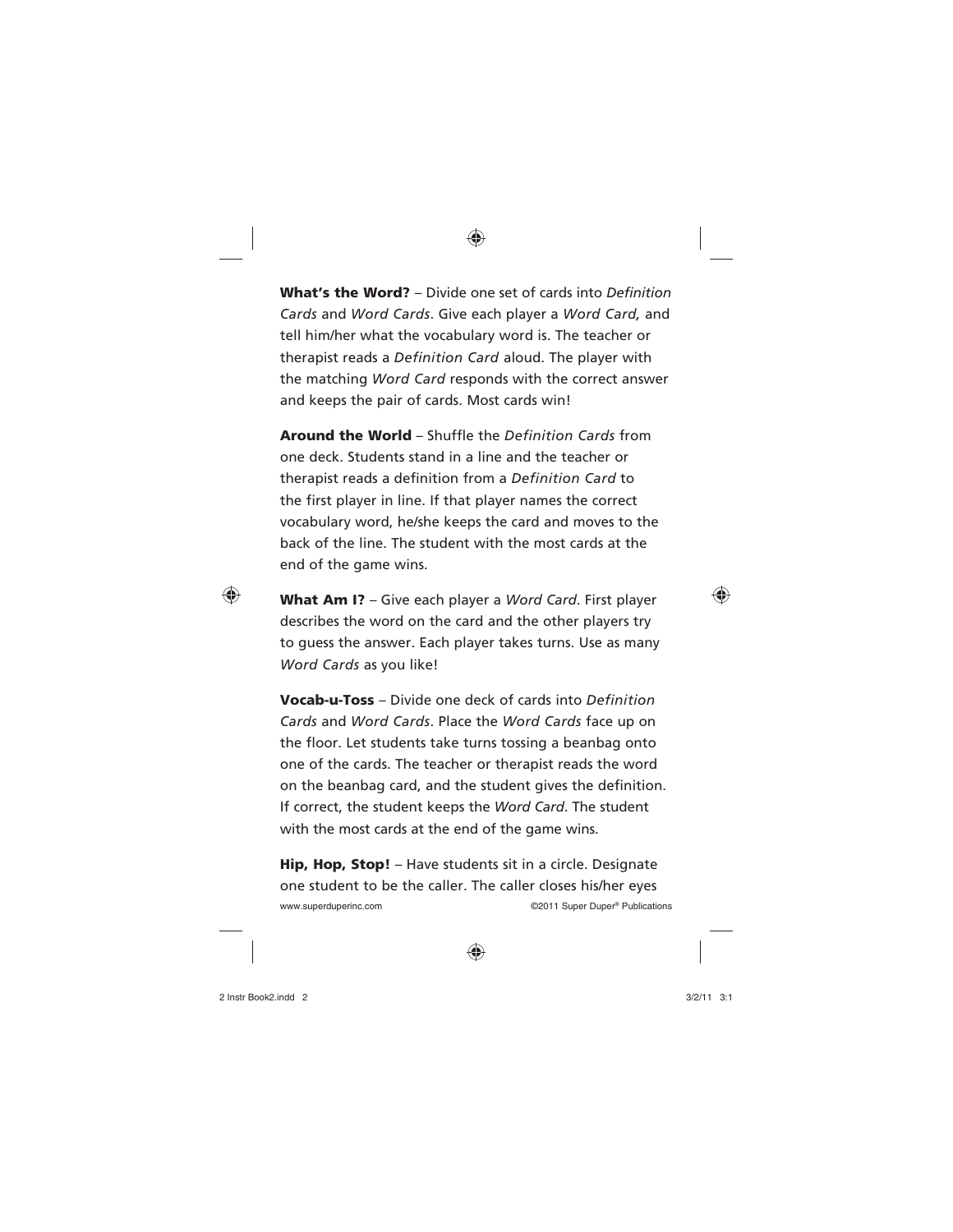**What's the Word?** – Divide one set of cards into *Definition Cards* and *Word Cards*. Give each player a *Word Card,* and tell him/her what the vocabulary word is. The teacher or therapist reads a *Definition Card* aloud. The player with the matching *Word Card* responds with the correct answer and keeps the pair of cards. Most cards win!

**Around the World** – Shuffle the *Definition Cards* from one deck. Students stand in a line and the teacher or therapist reads a definition from a *Definition Card* to the first player in line. If that player names the correct vocabulary word, he/she keeps the card and moves to the back of the line. The student with the most cards at the end of the game wins.

**What Am I?** – Give each player a *Word Card*. First player describes the word on the card and the other players try to guess the answer. Each player takes turns. Use as many *Word Cards* as you like!

**Vocab-u-Toss** – Divide one deck of cards into *Definition Cards* and *Word Cards*. Place the *Word Cards* face up on the floor. Let students take turns tossing a beanbag onto one of the cards. The teacher or therapist reads the word on the beanbag card, and the student gives the definition. If correct, the student keeps the *Word Card*. The student with the most cards at the end of the game wins.

**Hip, Hop, Stop!** – Have students sit in a circle. Designate one student to be the caller. The caller closes his/her eyes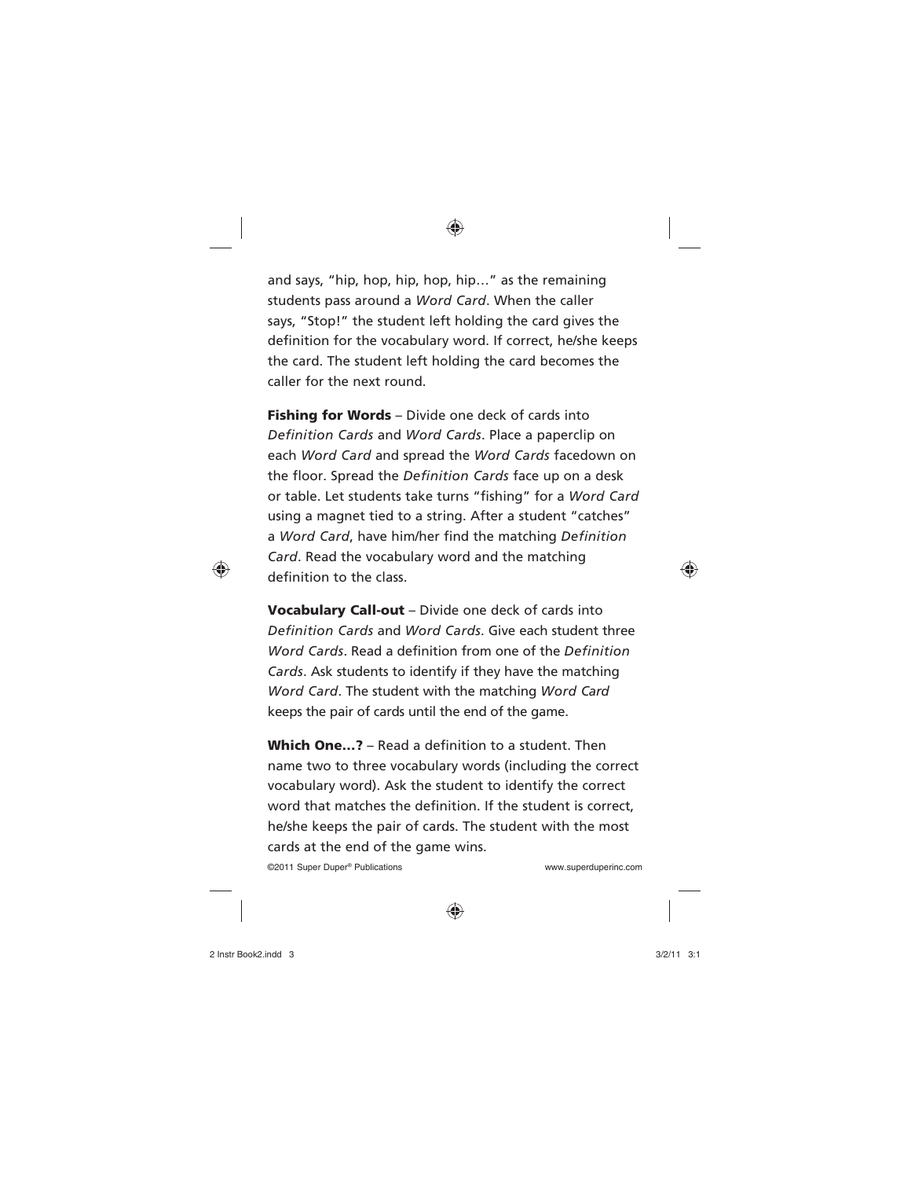and says, "hip, hop, hip, hop, hip…" as the remaining students pass around a *Word Card*. When the caller says, "Stop!" the student left holding the card gives the definition for the vocabulary word. If correct, he/she keeps the card. The student left holding the card becomes the caller for the next round.

**Fishing for Words** – Divide one deck of cards into *Definition Cards* and *Word Cards*. Place a paperclip on each *Word Card* and spread the *Word Cards* facedown on the floor. Spread the *Definition Cards* face up on a desk or table. Let students take turns "fishing" for a *Word Card* using a magnet tied to a string. After a student "catches" a *Word Card*, have him/her find the matching *Definition Card*. Read the vocabulary word and the matching definition to the class.

**Vocabulary Call-out** – Divide one deck of cards into *Definition Cards* and *Word Cards*. Give each student three *Word Cards*. Read a definition from one of the *Definition Cards*. Ask students to identify if they have the matching *Word Card*. The student with the matching *Word Card* keeps the pair of cards until the end of the game.

**Which One…?** – Read a definition to a student. Then name two to three vocabulary words (including the correct vocabulary word). Ask the student to identify the correct word that matches the definition. If the student is correct, he/she keeps the pair of cards. The student with the most cards at the end of the game wins.